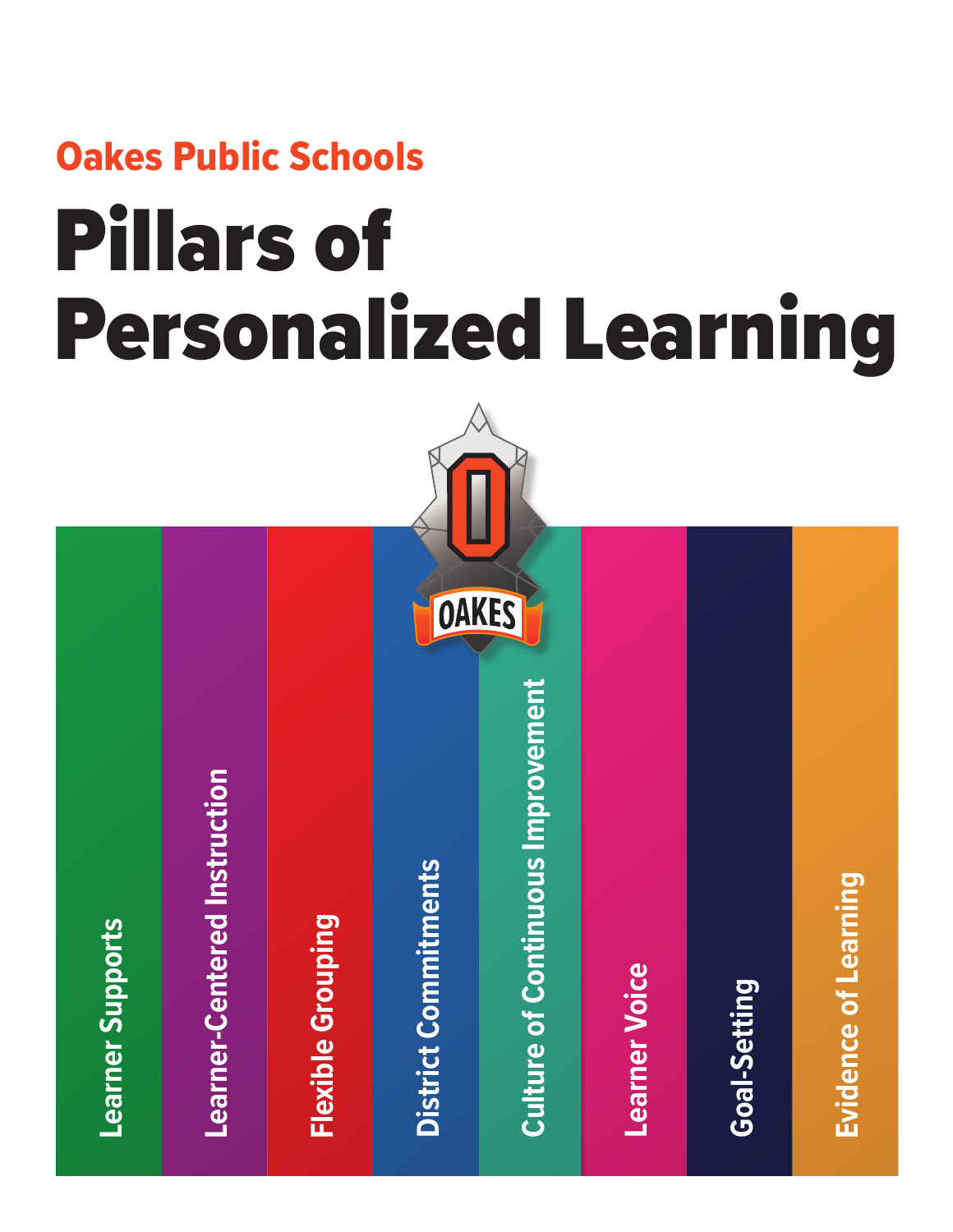Oakes Public Schools

# Pillars of Personalized Learning

OAKES

- Learner Supports
- Learner-Centered Instruction
- Flexible Grouping
- District Commitments
- Culture of Continuous Improvement
- Learner Voice
- Goal-Setting
- Evidence of Learning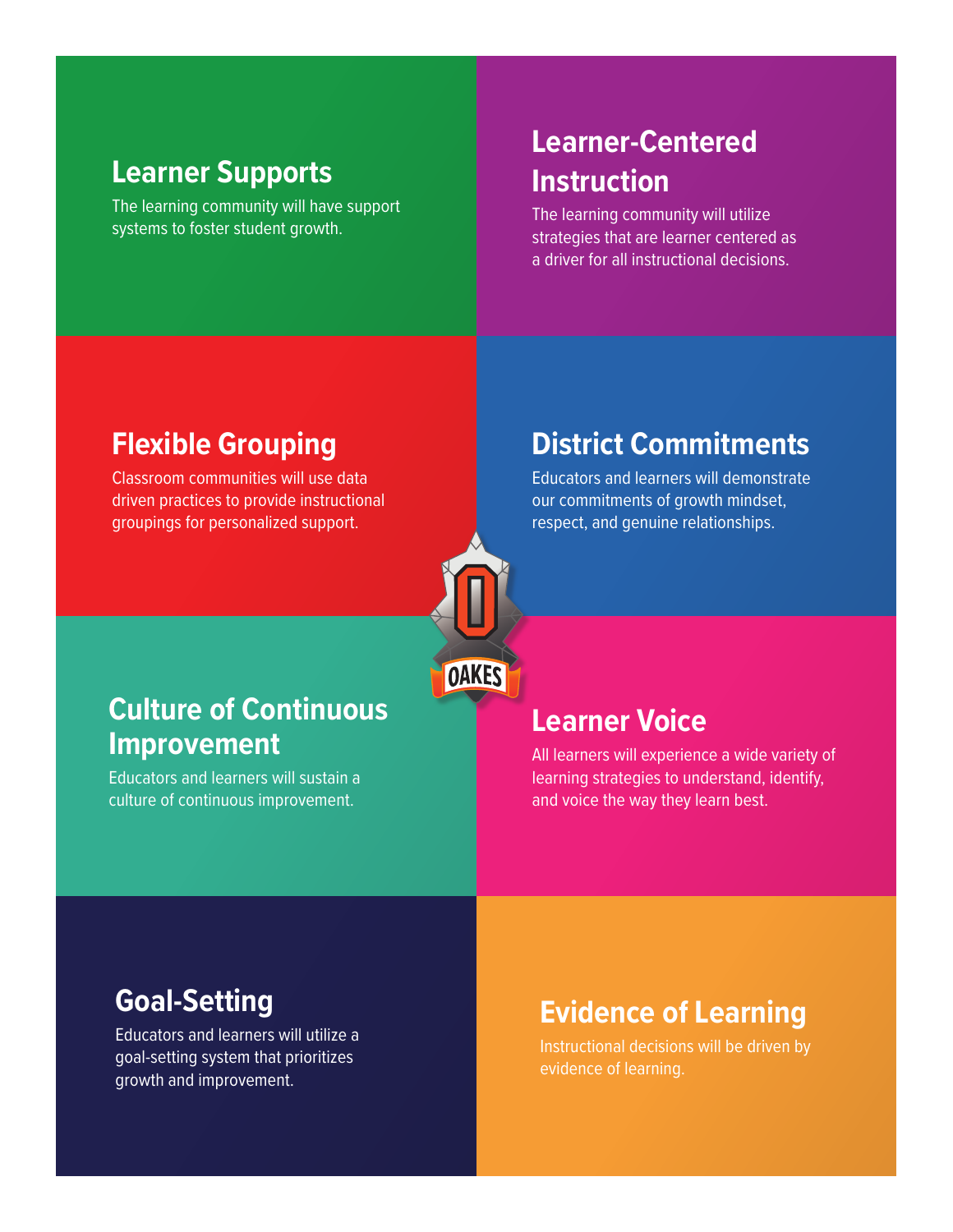## Learner Supports

The learning community will have support systems to foster student growth.

## Learner-Centered Instruction

The learning community will utilize strategies that are learner centered as a driver for all instructional decisions.

## Flexible Grouping

Classroom communities will use data driven practices to provide instructional groupings for personalized support.

## District Commitments

Educators and learners will demonstrate our commitments of growth mindset, respect, and genuine relationships.

## Culture of Continuous Improvement

Educators and learners will sustain a culture of continuous improvement.

## Learner Voice

All learners will experience a wide variety of learning strategies to understand, identify, and voice the way they learn best.

## Goal-Setting

Educators and learners will utilize a goal-setting system that prioritizes growth and improvement.

## Evidence of Learning

Instructional decisions will be driven by evidence of learning.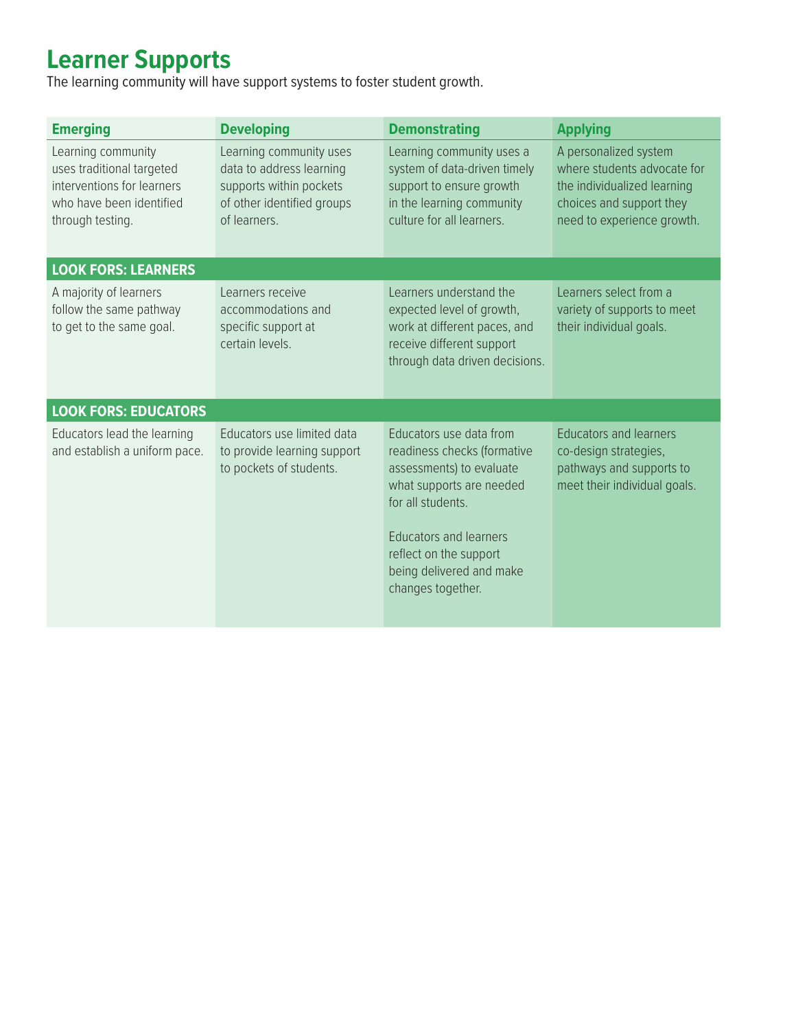# Learner Supports

The learning community will have support systems to foster student growth.

| Emerging | Developing | Demonstrating | Applying |
|---|---|---|---|
| Learning community uses traditional targeted interventions for learners who have been identified through testing. | Learning community uses data to address learning supports within pockets of other identified groups of learners. | Learning community uses a system of data-driven timely support to ensure growth in the learning community culture for all learners. | A personalized system where students advocate for the individualized learning choices and support they need to experience growth. |
| **LOOK FORS: LEARNERS** | | | |
| A majority of learners follow the same pathway to get to the same goal. | Learners receive accommodations and specific support at certain levels. | Learners understand the expected level of growth, work at different paces, and receive different support through data driven decisions. | Learners select from a variety of supports to meet their individual goals. |
| **LOOK FORS: EDUCATORS** | | | |
| Educators lead the learning and establish a uniform pace. | Educators use limited data to provide learning support to pockets of students. | Educators use data from readiness checks (formative assessments) to evaluate what supports are needed for all students.<br><br>Educators and learners reflect on the support being delivered and make changes together. | Educators and learners co-design strategies, pathways and supports to meet their individual goals. |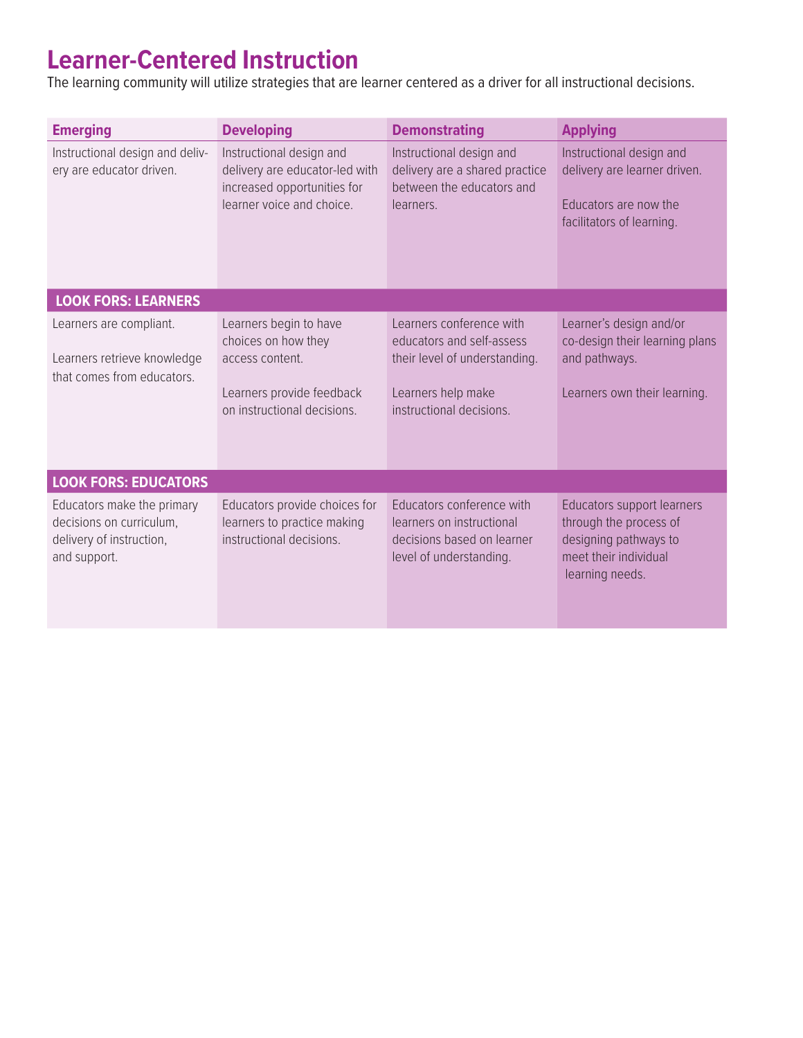# Learner-Centered Instruction

The learning community will utilize strategies that are learner centered as a driver for all instructional decisions.

| Emerging | Developing | Demonstrating | Applying |
|---|---|---|---|
| Instructional design and delivery are educator driven. | Instructional design and delivery are educator-led with increased opportunities for learner voice and choice. | Instructional design and delivery are a shared practice between the educators and learners. | Instructional design and delivery are learner driven.<br><br>Educators are now the facilitators of learning. |
| **LOOK FORS: LEARNERS** | | | |
| Learners are compliant.<br><br>Learners retrieve knowledge that comes from educators. | Learners begin to have choices on how they access content.<br><br>Learners provide feedback on instructional decisions. | Learners conference with educators and self-assess their level of understanding.<br><br>Learners help make instructional decisions. | Learner's design and/or co-design their learning plans and pathways.<br><br>Learners own their learning. |
| **LOOK FORS: EDUCATORS** | | | |
| Educators make the primary decisions on curriculum, delivery of instruction, and support. | Educators provide choices for learners to practice making instructional decisions. | Educators conference with learners on instructional decisions based on learner level of understanding. | Educators support learners through the process of designing pathways to meet their individual learning needs. |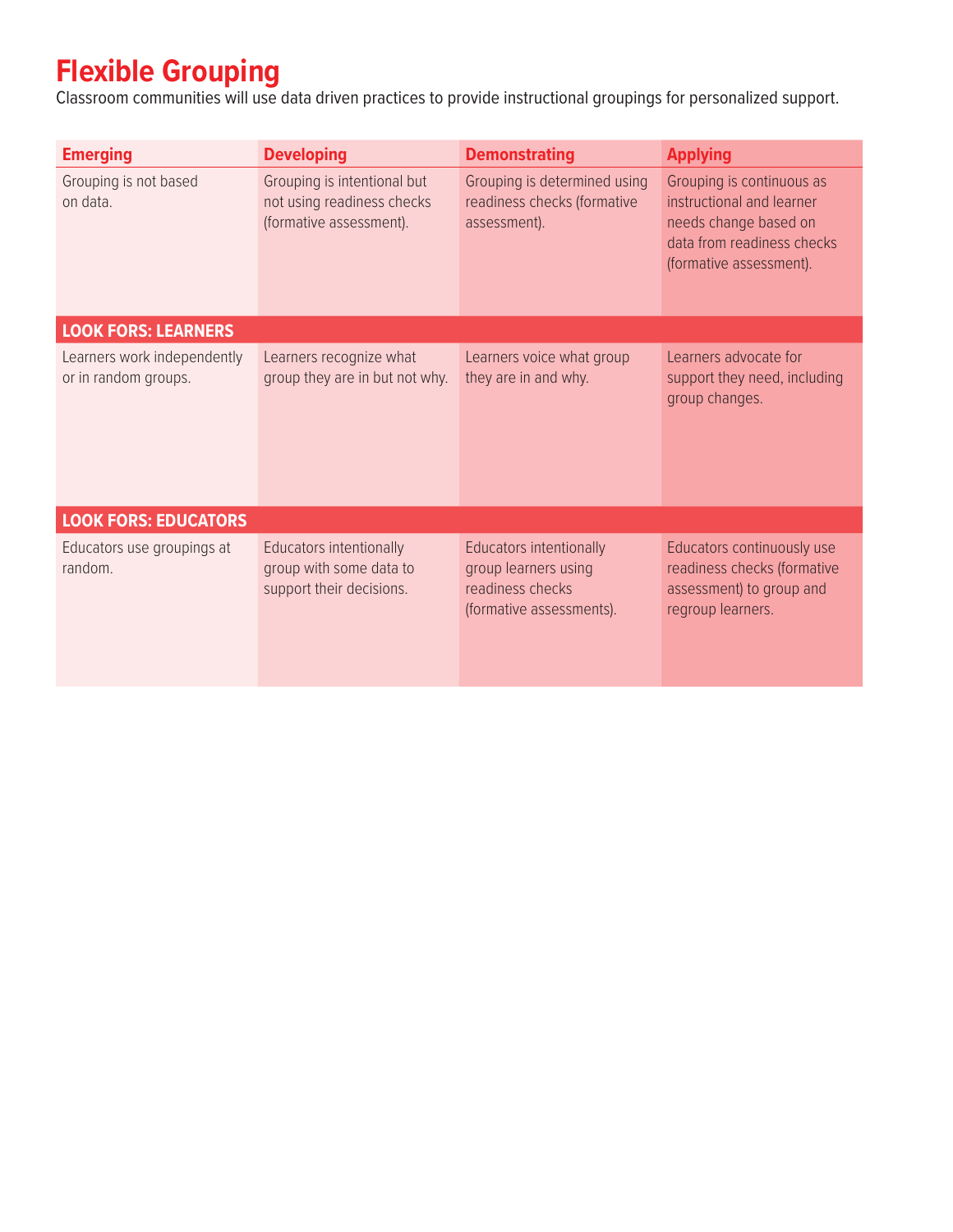# Flexible Grouping

Classroom communities will use data driven practices to provide instructional groupings for personalized support.

| Emerging | Developing | Demonstrating | Applying |
|---|---|---|---|
| Grouping is not based on data. | Grouping is intentional but not using readiness checks (formative assessment). | Grouping is determined using readiness checks (formative assessment). | Grouping is continuous as instructional and learner needs change based on data from readiness checks (formative assessment). |
| **LOOK FORS: LEARNERS** | | | |
| Learners work independently or in random groups. | Learners recognize what group they are in but not why. | Learners voice what group they are in and why. | Learners advocate for support they need, including group changes. |
| **LOOK FORS: EDUCATORS** | | | |
| Educators use groupings at random. | Educators intentionally group with some data to support their decisions. | Educators intentionally group learners using readiness checks (formative assessments). | Educators continuously use readiness checks (formative assessment) to group and regroup learners. |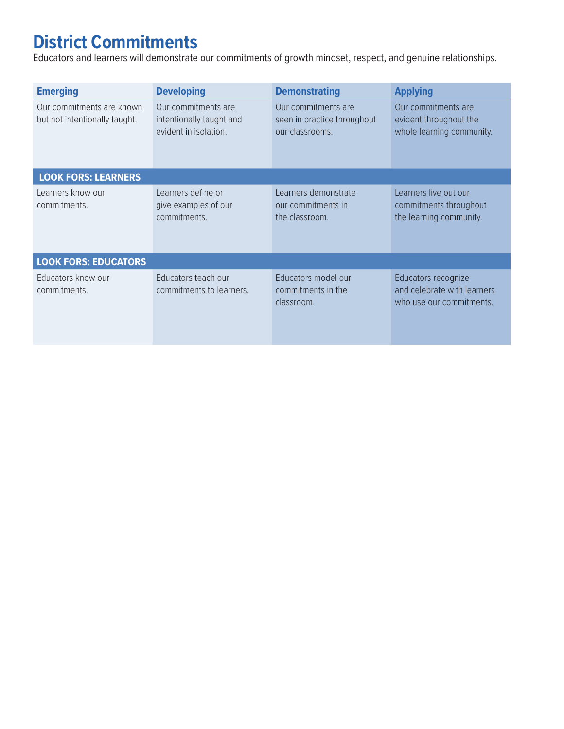# District Commitments

Educators and learners will demonstrate our commitments of growth mindset, respect, and genuine relationships.

| Emerging | Developing | Demonstrating | Applying |
|---|---|---|---|
| Our commitments are known but not intentionally taught. | Our commitments are intentionally taught and evident in isolation. | Our commitments are seen in practice throughout our classrooms. | Our commitments are evident throughout the whole learning community. |
| **LOOK FORS: LEARNERS** | | | |
| Learners know our commitments. | Learners define or give examples of our commitments. | Learners demonstrate our commitments in the classroom. | Learners live out our commitments throughout the learning community. |
| **LOOK FORS: EDUCATORS** | | | |
| Educators know our commitments. | Educators teach our commitments to learners. | Educators model our commitments in the classroom. | Educators recognize and celebrate with learners who use our commitments. |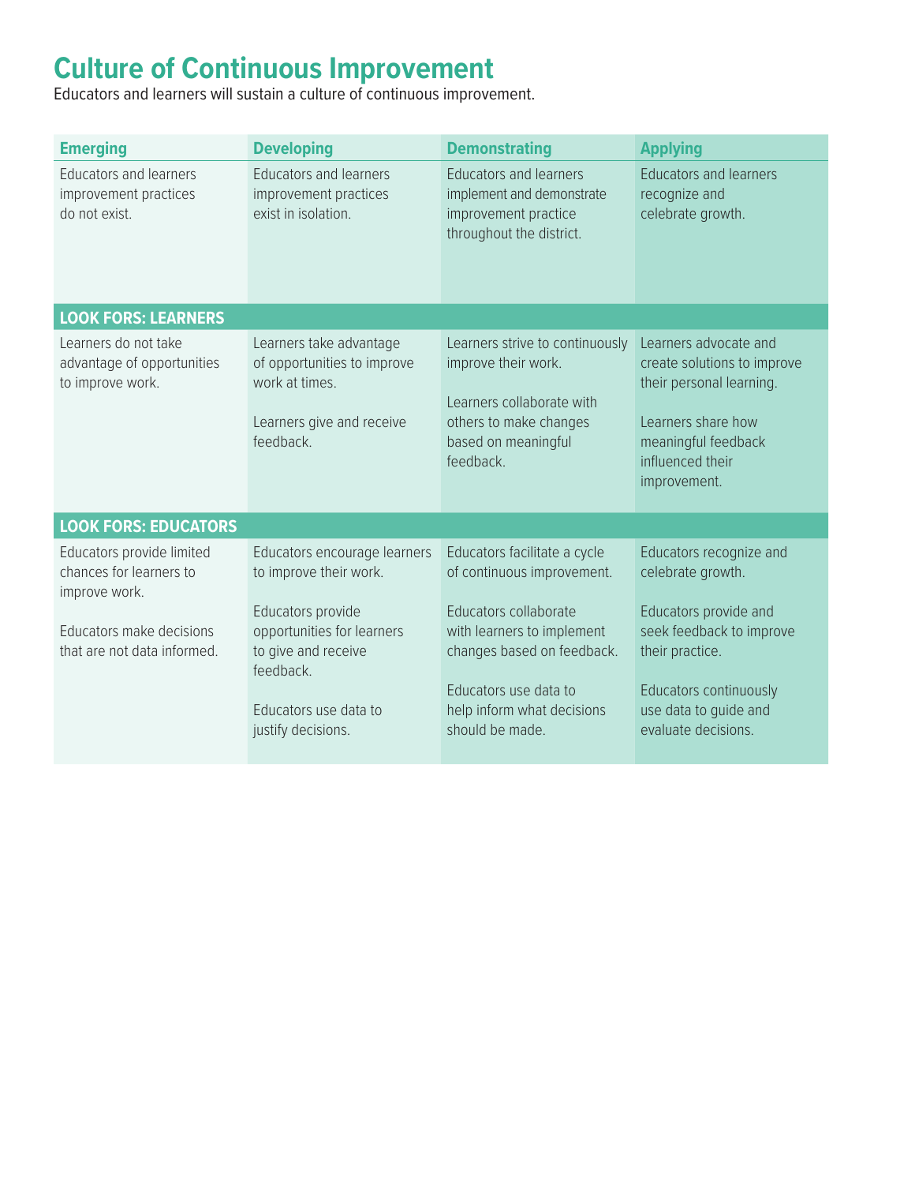# Culture of Continuous Improvement

Educators and learners will sustain a culture of continuous improvement.

| Emerging | Developing | Demonstrating | Applying |
|---|---|---|---|
| Educators and learners improvement practices do not exist. | Educators and learners improvement practices exist in isolation. | Educators and learners implement and demonstrate improvement practice throughout the district. | Educators and learners recognize and celebrate growth. |
| **LOOK FORS: LEARNERS** | | | |
| Learners do not take advantage of opportunities to improve work. | Learners take advantage of opportunities to improve work at times.<br><br>Learners give and receive feedback. | Learners strive to continuously improve their work.<br><br>Learners collaborate with others to make changes based on meaningful feedback. | Learners advocate and create solutions to improve their personal learning.<br><br>Learners share how meaningful feedback influenced their improvement. |
| **LOOK FORS: EDUCATORS** | | | |
| Educators provide limited chances for learners to improve work.<br><br>Educators make decisions that are not data informed. | Educators encourage learners to improve their work.<br><br>Educators provide opportunities for learners to give and receive feedback.<br><br>Educators use data to justify decisions. | Educators facilitate a cycle of continuous improvement.<br><br>Educators collaborate with learners to implement changes based on feedback.<br><br>Educators use data to help inform what decisions should be made. | Educators recognize and celebrate growth.<br><br>Educators provide and seek feedback to improve their practice.<br><br>Educators continuously use data to guide and evaluate decisions. |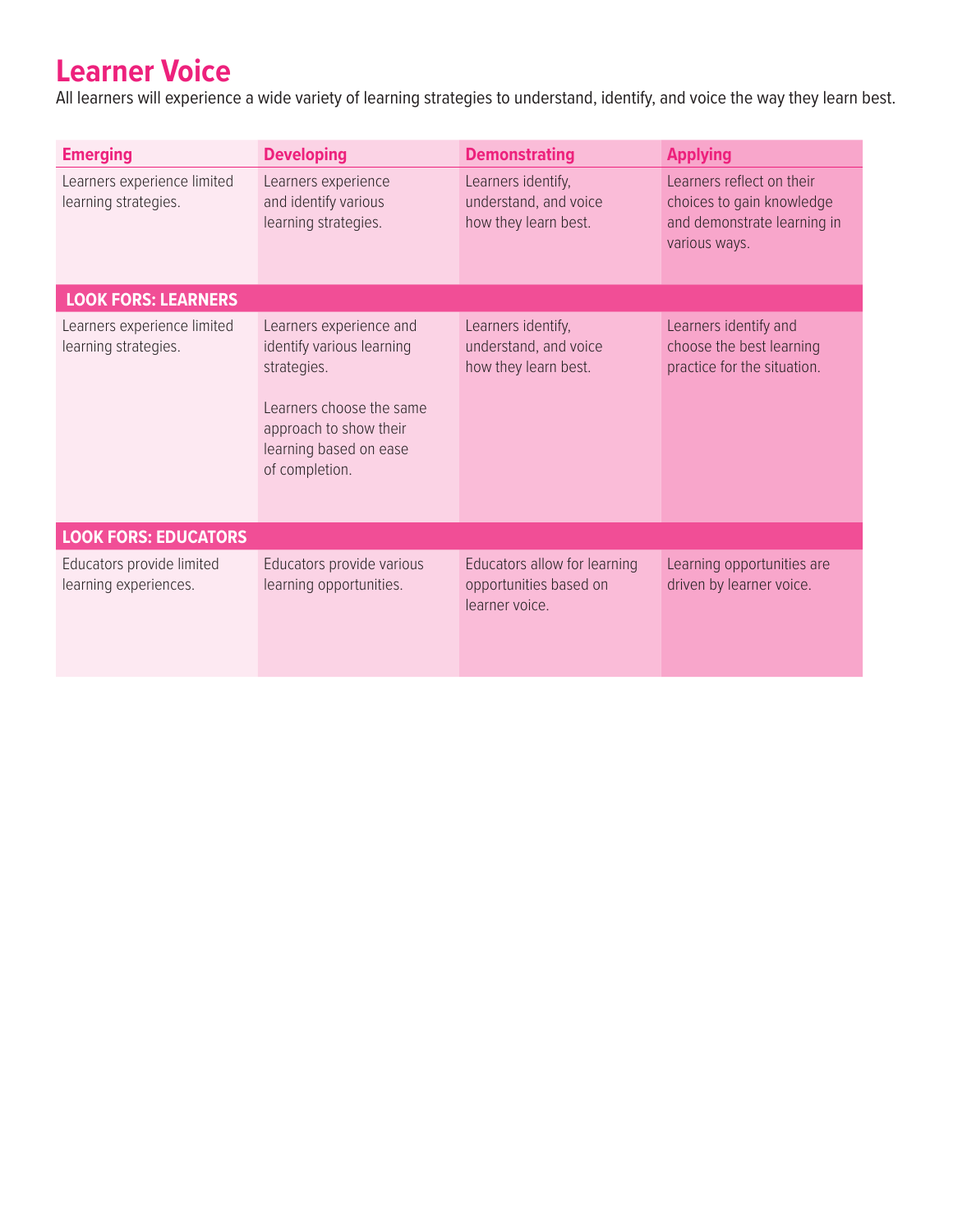# Learner Voice

All learners will experience a wide variety of learning strategies to understand, identify, and voice the way they learn best.

| Emerging | Developing | Demonstrating | Applying |
|---|---|---|---|
| Learners experience limited learning strategies. | Learners experience and identify various learning strategies. | Learners identify, understand, and voice how they learn best. | Learners reflect on their choices to gain knowledge and demonstrate learning in various ways. |
| **LOOK FORS: LEARNERS** | | | |
| Learners experience limited learning strategies. | Learners experience and identify various learning strategies.<br><br>Learners choose the same approach to show their learning based on ease of completion. | Learners identify, understand, and voice how they learn best. | Learners identify and choose the best learning practice for the situation. |
| **LOOK FORS: EDUCATORS** | | | |
| Educators provide limited learning experiences. | Educators provide various learning opportunities. | Educators allow for learning opportunities based on learner voice. | Learning opportunities are driven by learner voice. |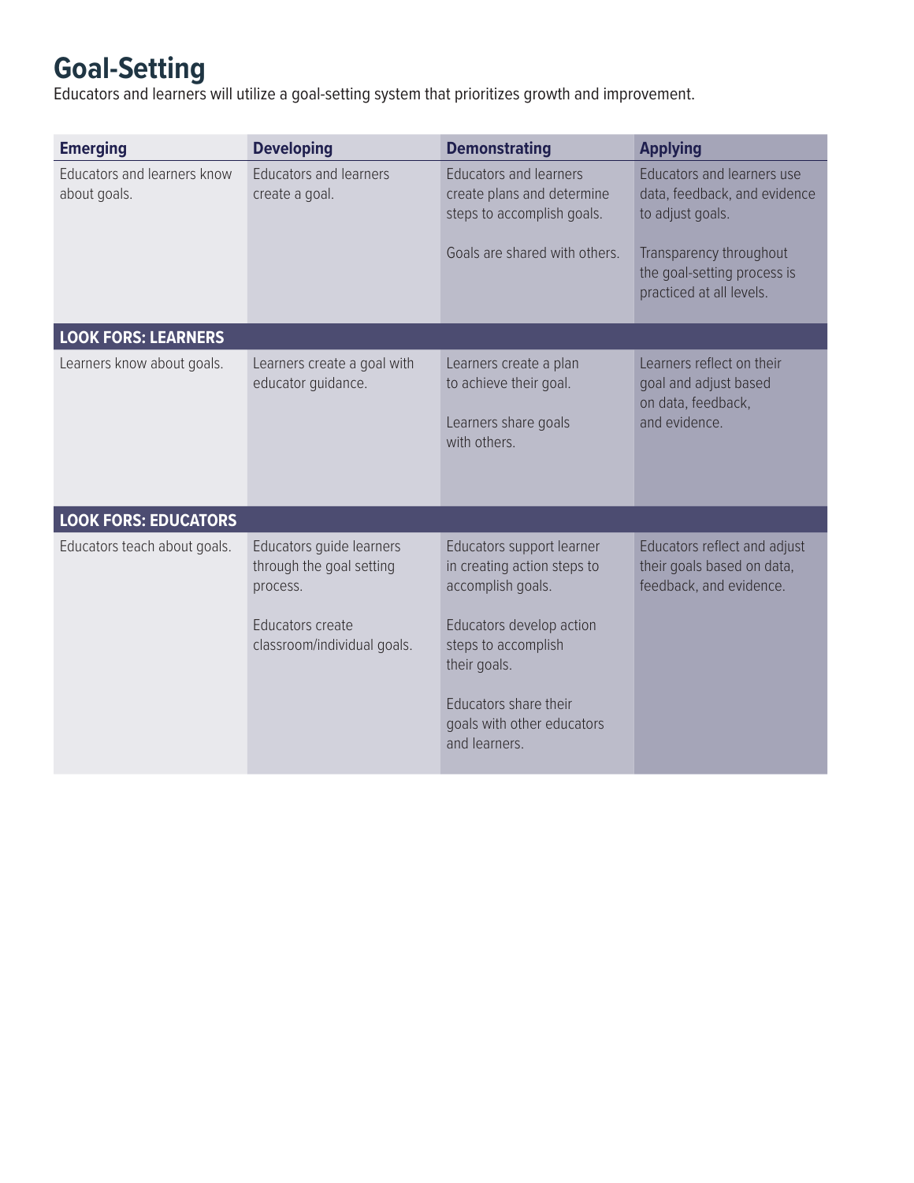# Goal-Setting

Educators and learners will utilize a goal-setting system that prioritizes growth and improvement.

| Emerging | Developing | Demonstrating | Applying |
|---|---|---|---|
| Educators and learners know about goals. | Educators and learners create a goal. | Educators and learners create plans and determine steps to accomplish goals.<br><br>Goals are shared with others. | Educators and learners use data, feedback, and evidence to adjust goals.<br><br>Transparency throughout the goal-setting process is practiced at all levels. |
| **LOOK FORS: LEARNERS** | | | |
| Learners know about goals. | Learners create a goal with educator guidance. | Learners create a plan to achieve their goal.<br><br>Learners share goals with others. | Learners reflect on their goal and adjust based on data, feedback, and evidence. |
| **LOOK FORS: EDUCATORS** | | | |
| Educators teach about goals. | Educators guide learners through the goal setting process.<br><br>Educators create classroom/individual goals. | Educators support learner in creating action steps to accomplish goals.<br><br>Educators develop action steps to accomplish their goals.<br><br>Educators share their goals with other educators and learners. | Educators reflect and adjust their goals based on data, feedback, and evidence. |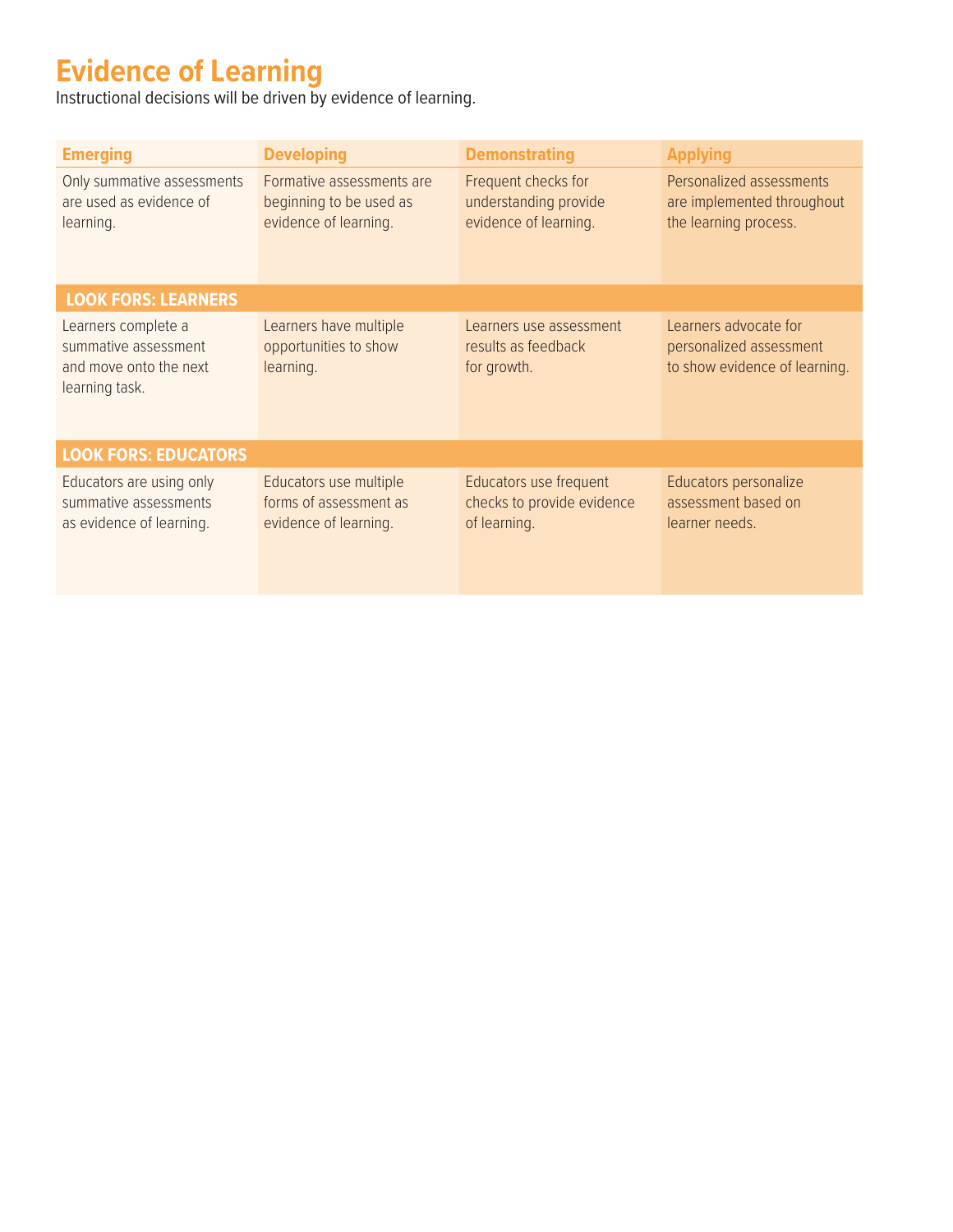# Evidence of Learning

Instructional decisions will be driven by evidence of learning.

| Emerging | Developing | Demonstrating | Applying |
|---|---|---|---|
| Only summative assessments are used as evidence of learning. | Formative assessments are beginning to be used as evidence of learning. | Frequent checks for understanding provide evidence of learning. | Personalized assessments are implemented throughout the learning process. |
| **LOOK FORS: LEARNERS** | | | |
| Learners complete a summative assessment and move onto the next learning task. | Learners have multiple opportunities to show learning. | Learners use assessment results as feedback for growth. | Learners advocate for personalized assessment to show evidence of learning. |
| **LOOK FORS: EDUCATORS** | | | |
| Educators are using only summative assessments as evidence of learning. | Educators use multiple forms of assessment as evidence of learning. | Educators use frequent checks to provide evidence of learning. | Educators personalize assessment based on learner needs. |